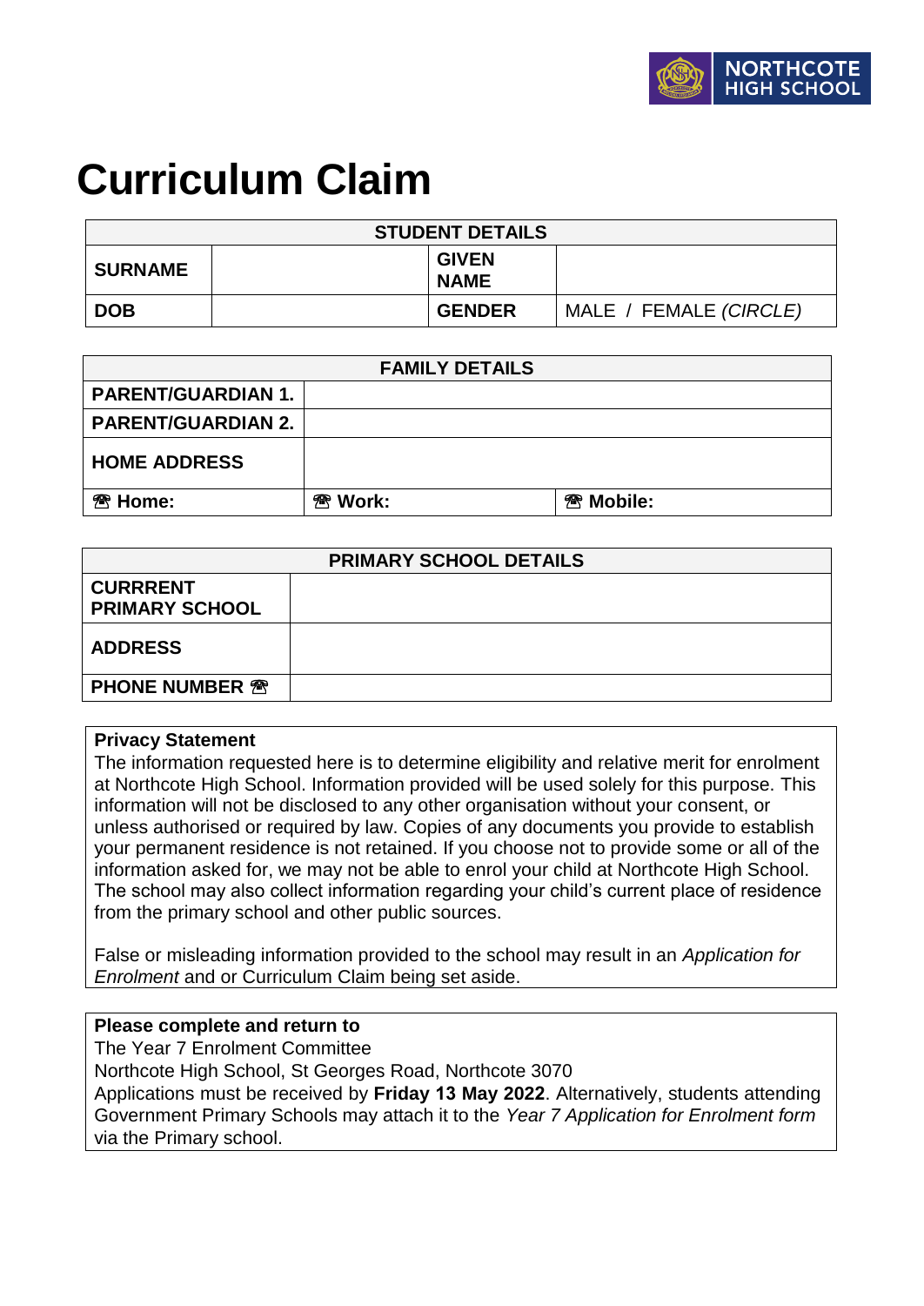NORTHCOTE HIGH SCHOOL

# Curriculum Claim

| STUDENT DETAILS | | | |
|---|---|---|---|
| **SURNAME** | | **GIVEN NAME** | |
| **DOB** | | **GENDER** | MALE / FEMALE *(CIRCLE)* |

| FAMILY DETAILS | | |
|---|---|---|
| **PARENT/GUARDIAN 1.** | | |
| **PARENT/GUARDIAN 2.** | | |
| **HOME ADDRESS** | | |
| ☎ **Home:** | ☎ **Work:** | ☎ **Mobile:** |

| PRIMARY SCHOOL DETAILS | |
|---|---|
| **CURRRENT PRIMARY SCHOOL** | |
| **ADDRESS** | |
| **PHONE NUMBER** ☎ | |

**Privacy Statement**

The information requested here is to determine eligibility and relative merit for enrolment at Northcote High School. Information provided will be used solely for this purpose. This information will not be disclosed to any other organisation without your consent, or unless authorised or required by law. Copies of any documents you provide to establish your permanent residence is not retained. If you choose not to provide some or all of the information asked for, we may not be able to enrol your child at Northcote High School. The school may also collect information regarding your child's current place of residence from the primary school and other public sources.

False or misleading information provided to the school may result in an *Application for Enrolment* and or Curriculum Claim being set aside.

**Please complete and return to**

The Year 7 Enrolment Committee

Northcote High School, St Georges Road, Northcote 3070

Applications must be received by **Friday 13 May 2022**. Alternatively, students attending Government Primary Schools may attach it to the *Year 7 Application for Enrolment form* via the Primary school.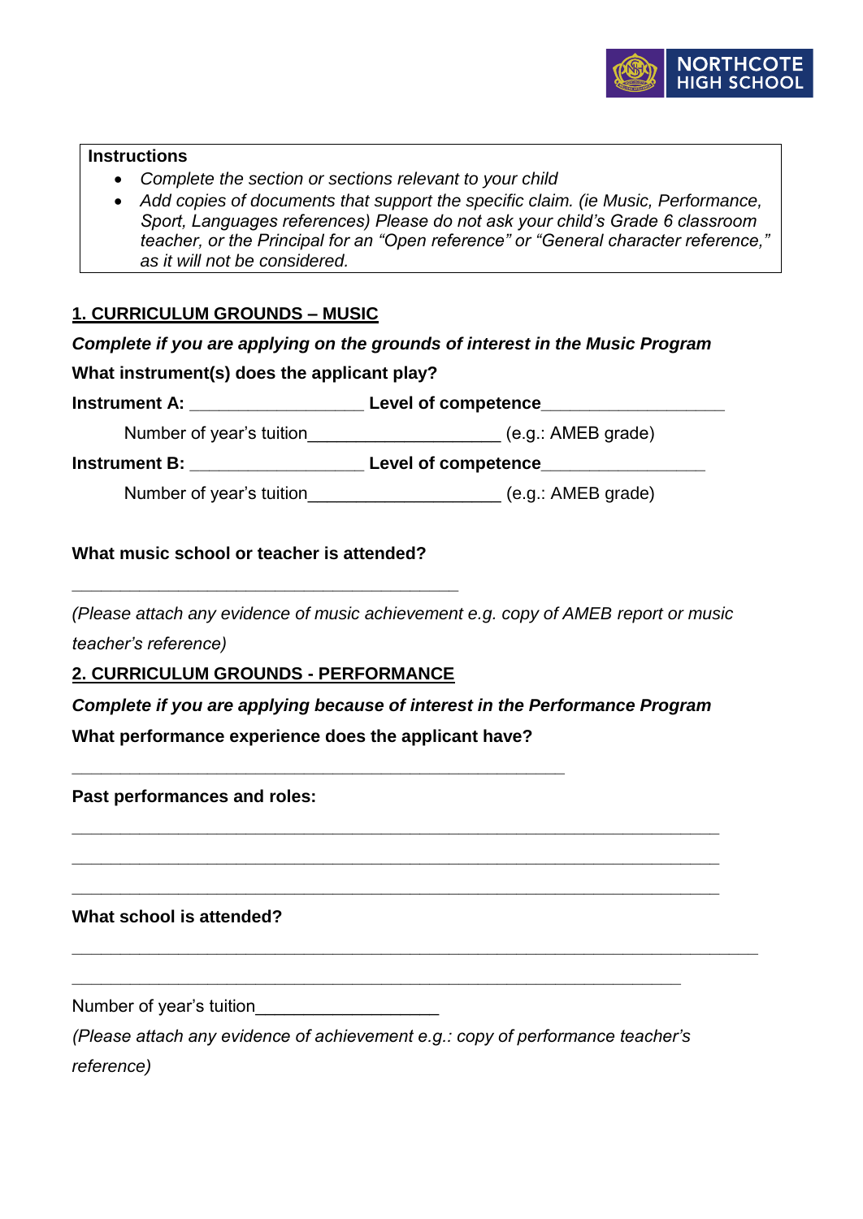**Instructions**

- *Complete the section or sections relevant to your child*
- *Add copies of documents that support the specific claim. (ie Music, Performance, Sport, Languages references) Please do not ask your child's Grade 6 classroom teacher, or the Principal for an "Open reference" or "General character reference," as it will not be considered.*

## 1. CURRICULUM GROUNDS – MUSIC

***Complete if you are applying on the grounds of interest in the Music Program***

**What instrument(s) does the applicant play?**

**Instrument A:** __________________ **Level of competence**__________________

Number of year's tuition____________________ (e.g.: AMEB grade)

**Instrument B:** __________________ **Level of competence**_________________

Number of year's tuition____________________ (e.g.: AMEB grade)

**What music school or teacher is attended?**

________________________________________

*(Please attach any evidence of music achievement e.g. copy of AMEB report or music teacher's reference)*

## 2. CURRICULUM GROUNDS - PERFORMANCE

***Complete if you are applying because of interest in the Performance Program***

**What performance experience does the applicant have?**

___________________________________________________

**Past performances and roles:**

___________________________________________________________________

___________________________________________________________________

___________________________________________________________________

**What school is attended?**

_______________________________________________________________________

_______________________________________________________________

Number of year's tuition___________________

*(Please attach any evidence of achievement e.g.: copy of performance teacher's reference)*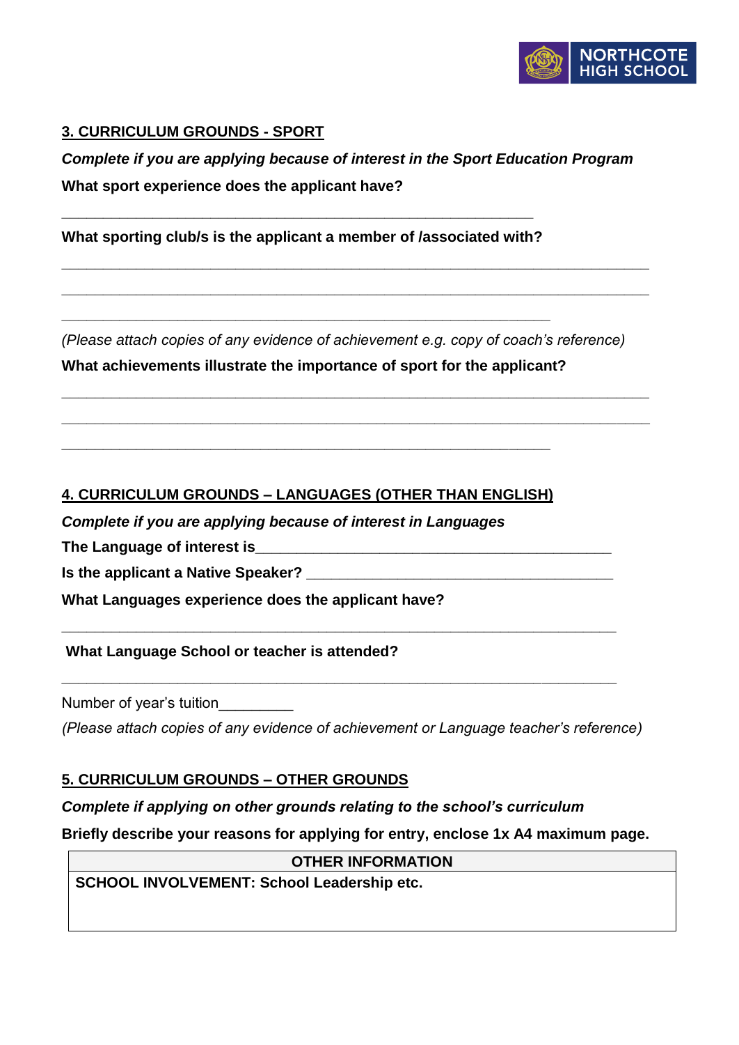### 3. CURRICULUM GROUNDS - SPORT

***Complete if you are applying because of interest in the Sport Education Program***

**What sport experience does the applicant have?**

\_\_\_\_\_\_\_\_\_\_\_\_\_\_\_\_\_\_\_\_\_\_\_\_\_\_\_\_\_\_\_\_\_\_\_\_\_\_\_\_\_\_\_\_\_\_\_\_\_\_\_\_\_\_\_\_\_\_

**What sporting club/s is the applicant a member of /associated with?**

\_\_\_\_\_\_\_\_\_\_\_\_\_\_\_\_\_\_\_\_\_\_\_\_\_\_\_\_\_\_\_\_\_\_\_\_\_\_\_\_\_\_\_\_\_\_\_\_\_\_\_\_\_\_\_\_\_\_\_\_\_\_\_\_\_\_\_\_\_\_

\_\_\_\_\_\_\_\_\_\_\_\_\_\_\_\_\_\_\_\_\_\_\_\_\_\_\_\_\_\_\_\_\_\_\_\_\_\_\_\_\_\_\_\_\_\_\_\_\_\_\_\_\_\_\_\_\_\_\_\_\_\_\_\_\_\_\_\_\_\_

\_\_\_\_\_\_\_\_\_\_\_\_\_\_\_\_\_\_\_\_\_\_\_\_\_\_\_\_\_\_\_\_\_\_\_\_\_\_\_\_\_\_\_\_\_\_\_\_\_\_\_\_\_\_\_\_\_\_\_\_

*(Please attach copies of any evidence of achievement e.g. copy of coach's reference)*

**What achievements illustrate the importance of sport for the applicant?**

\_\_\_\_\_\_\_\_\_\_\_\_\_\_\_\_\_\_\_\_\_\_\_\_\_\_\_\_\_\_\_\_\_\_\_\_\_\_\_\_\_\_\_\_\_\_\_\_\_\_\_\_\_\_\_\_\_\_\_\_\_\_\_\_\_\_\_\_\_\_

\_\_\_\_\_\_\_\_\_\_\_\_\_\_\_\_\_\_\_\_\_\_\_\_\_\_\_\_\_\_\_\_\_\_\_\_\_\_\_\_\_\_\_\_\_\_\_\_\_\_\_\_\_\_\_\_\_\_\_\_\_\_\_\_\_\_\_\_\_\_

\_\_\_\_\_\_\_\_\_\_\_\_\_\_\_\_\_\_\_\_\_\_\_\_\_\_\_\_\_\_\_\_\_\_\_\_\_\_\_\_\_\_\_\_\_\_\_\_\_\_\_\_\_\_\_\_\_\_\_\_

### 4. CURRICULUM GROUNDS – LANGUAGES (OTHER THAN ENGLISH)

***Complete if you are applying because of interest in Languages***

**The Language of interest is**\_\_\_\_\_\_\_\_\_\_\_\_\_\_\_\_\_\_\_\_\_\_\_\_\_\_\_\_\_\_\_\_\_\_\_\_\_\_\_\_\_\_\_\_

**Is the applicant a Native Speaker?** \_\_\_\_\_\_\_\_\_\_\_\_\_\_\_\_\_\_\_\_\_\_\_\_\_\_\_\_\_\_\_\_\_\_\_\_\_\_

**What Languages experience does the applicant have?**

\_\_\_\_\_\_\_\_\_\_\_\_\_\_\_\_\_\_\_\_\_\_\_\_\_\_\_\_\_\_\_\_\_\_\_\_\_\_\_\_\_\_\_\_\_\_\_\_\_\_\_\_\_\_\_\_\_\_\_\_\_\_\_\_\_\_\_\_

**What Language School or teacher is attended?**

\_\_\_\_\_\_\_\_\_\_\_\_\_\_\_\_\_\_\_\_\_\_\_\_\_\_\_\_\_\_\_\_\_\_\_\_\_\_\_\_\_\_\_\_\_\_\_\_\_\_\_\_\_\_\_\_\_\_\_\_\_\_\_\_\_\_\_\_

Number of year's tuition\_\_\_\_\_\_\_\_\_

*(Please attach copies of any evidence of achievement or Language teacher's reference)*

### 5. CURRICULUM GROUNDS – OTHER GROUNDS

***Complete if applying on other grounds relating to the school's curriculum***

**Briefly describe your reasons for applying for entry, enclose 1x A4 maximum page.**

| OTHER INFORMATION |
| --- |
| **SCHOOL INVOLVEMENT: School Leadership etc.** |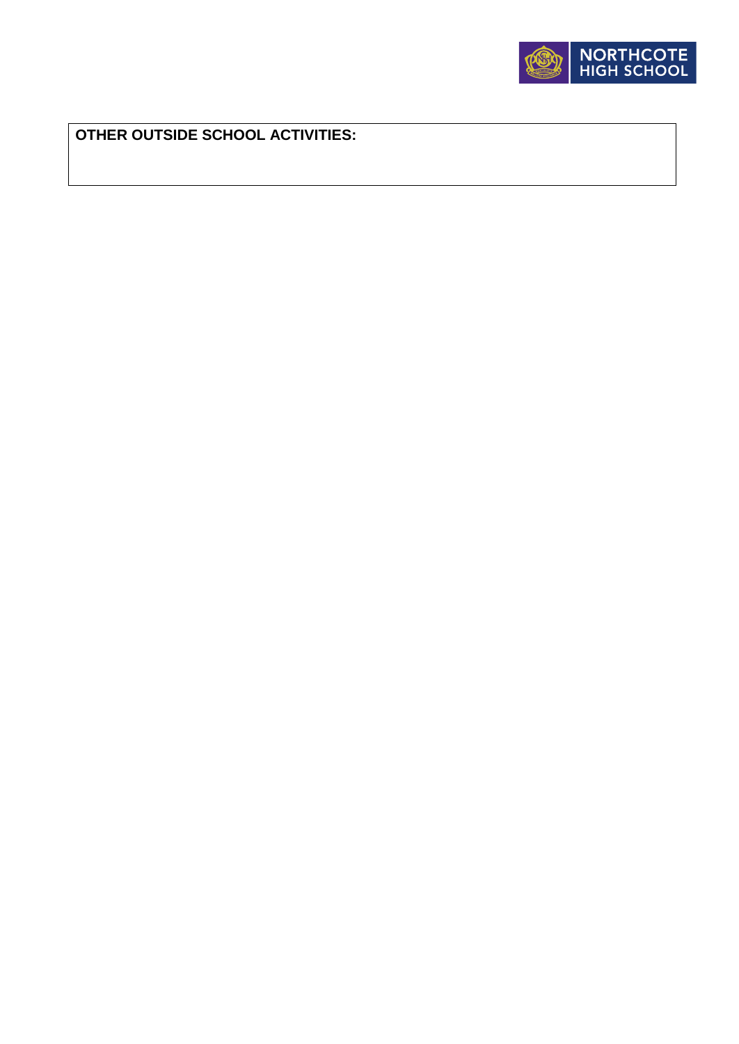| OTHER OUTSIDE SCHOOL ACTIVITIES: |
| --- |
| |